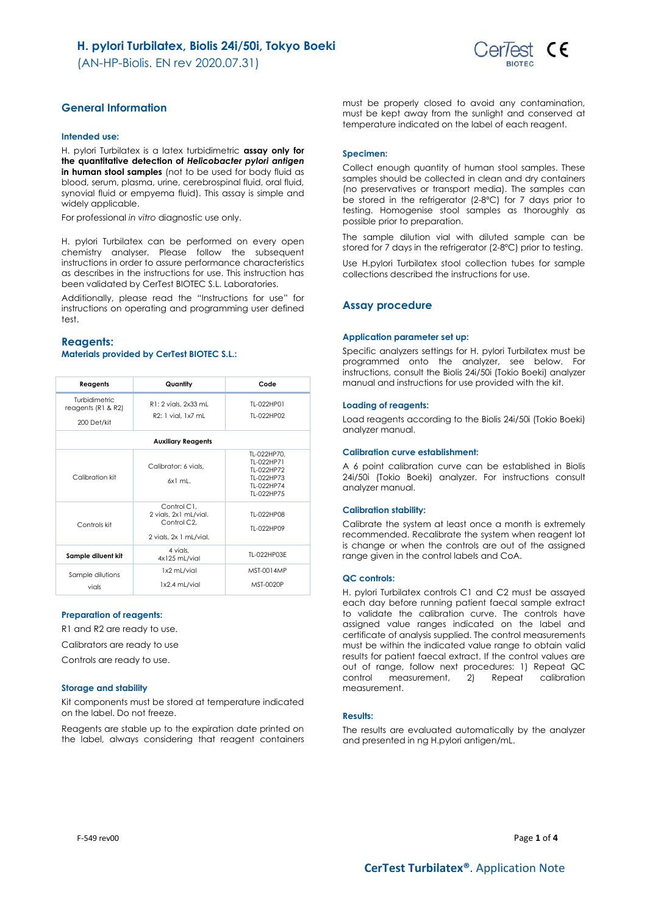# H. pylori Turbilatex, Biolis 24i/50i, Tokyo Boeki

(AN-HP-Biolis. EN rev 2020.07.31)

## General Information

### Intended use:

H. pylori Turbilatex is a latex turbidimetric **assay only for the quantitative detection of *Helicobacter pylori* antigen in human stool samples** (not to be used for body fluid as blood, serum, plasma, urine, cerebrospinal fluid, oral fluid, synovial fluid or empyema fluid). This assay is simple and widely applicable.

For professional *in vitro* diagnostic use only.

H. pylori Turbilatex can be performed on every open chemistry analyser. Please follow the subsequent instructions in order to assure performance characteristics as describes in the instructions for use. This instruction has been validated by CerTest BIOTEC S.L. Laboratories.

Additionally, please read the "Instructions for use" for instructions on operating and programming user defined test.

## Reagents:

### Materials provided by CerTest BIOTEC S.L.:

| Reagents | Quantity | Code |
|---|---|---|
| Turbidimetric reagents (R1 & R2)<br>200 Det/kit | R1: 2 vials, 2x33 mL<br>R2: 1 vial, 1x7 mL | TL-022HP01<br>TL-022HP02 |
| **Auxiliary Reagents** | | |
| Calibration kit | Calibrator: 6 vials,<br>6x1 mL. | TL-022HP70,<br>TL-022HP71<br>TL-022HP72<br>TL-022HP73<br>TL-022HP74<br>TL-022HP75 |
| Controls kit | Control C1,<br>2 vials, 2x1 mL/vial.<br>Control C2,<br>2 vials, 2x 1 mL/vial. | TL-022HP08<br>TL-022HP09 |
| **Sample diluent kit** | 4 vials,<br>4x125 mL/vial | TL-022HP03E |
| Sample dilutions vials | 1x2 mL/vial<br>1x2.4 mL/vial | MST-0014MP<br>MST-0020P |

### Preparation of reagents:

R1 and R2 are ready to use.

Calibrators are ready to use

Controls are ready to use.

### Storage and stability

Kit components must be stored at temperature indicated on the label. Do not freeze.

Reagents are stable up to the expiration date printed on the label, always considering that reagent containers must be properly closed to avoid any contamination, must be kept away from the sunlight and conserved at temperature indicated on the label of each reagent.

### Specimen:

Collect enough quantity of human stool samples. These samples should be collected in clean and dry containers (no preservatives or transport media). The samples can be stored in the refrigerator (2-8ºC) for 7 days prior to testing. Homogenise stool samples as thoroughly as possible prior to preparation.

The sample dilution vial with diluted sample can be stored for 7 days in the refrigerator (2-8ºC) prior to testing.

Use H.pylori Turbilatex stool collection tubes for sample collections described the instructions for use.

## Assay procedure

### Application parameter set up:

Specific analyzers settings for H. pylori Turbilatex must be programmed onto the analyzer, see below. For instructions, consult the Biolis 24i/50i (Tokio Boeki) analyzer manual and instructions for use provided with the kit.

### Loading of reagents:

Load reagents according to the Biolis 24i/50i (Tokio Boeki) analyzer manual.

### Calibration curve establishment:

A 6 point calibration curve can be established in Biolis 24i/50i (Tokio Boeki) analyzer. For instructions consult analyzer manual.

### Calibration stability:

Calibrate the system at least once a month is extremely recommended. Recalibrate the system when reagent lot is change or when the controls are out of the assigned range given in the control labels and CoA.

### QC controls:

H. pylori Turbilatex controls C1 and C2 must be assayed each day before running patient faecal sample extract to validate the calibration curve. The controls have assigned value ranges indicated on the label and certificate of analysis supplied. The control measurements must be within the indicated value range to obtain valid results for patient faecal extract. If the control values are out of range, follow next procedures: 1) Repeat QC control measurement, 2) Repeat calibration measurement.

### Results:

The results are evaluated automatically by the analyzer and presented in ng H.pylori antigen/mL.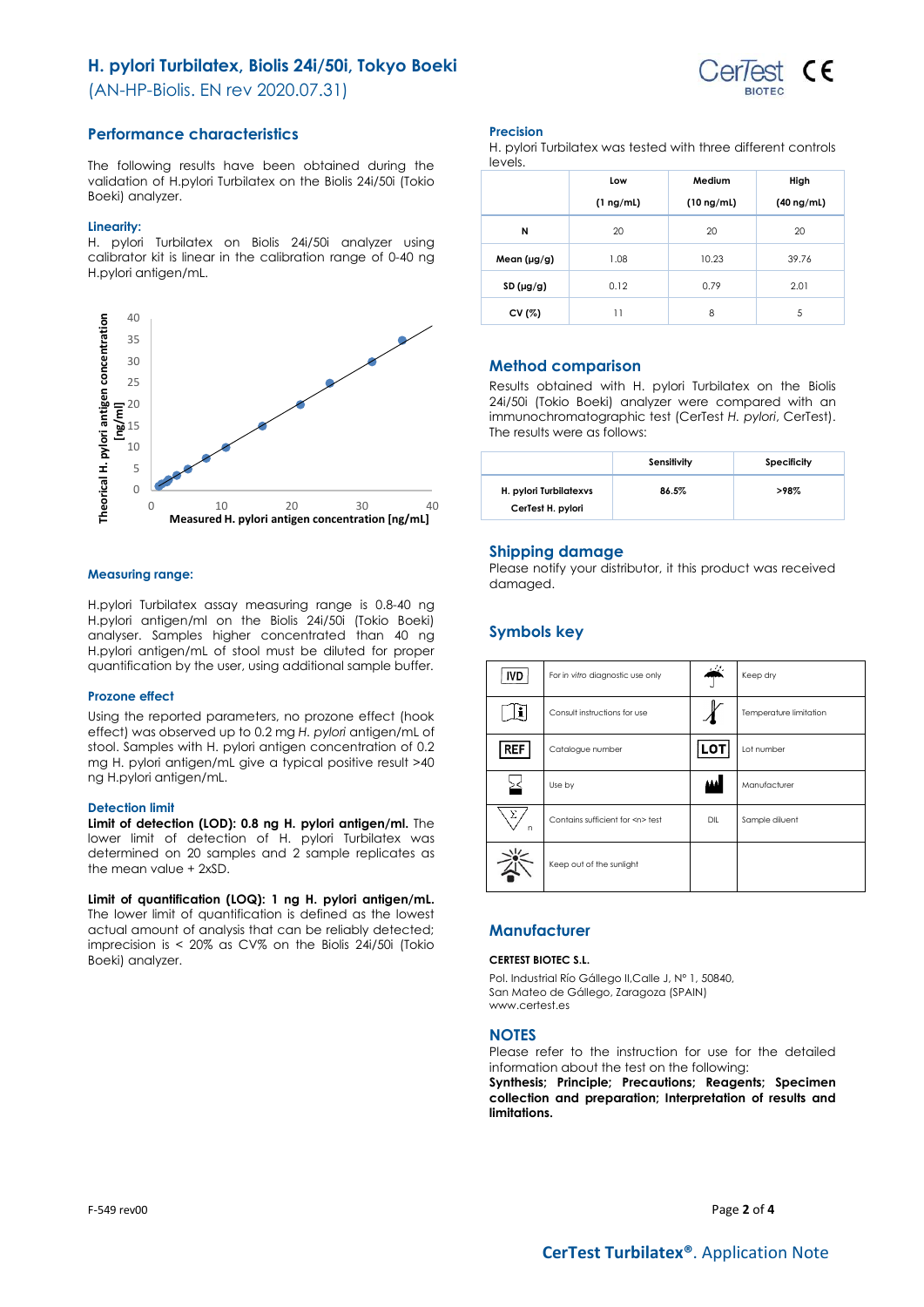# H. pylori Turbilatex, Biolis 24i/50i, Tokyo Boeki

(AN-HP-Biolis. EN rev 2020.07.31)

## Performance characteristics

The following results have been obtained during the validation of H.pylori Turbilatex on the Biolis 24i/50i (Tokio Boeki) analyzer.

### Linearity:

H. pylori Turbilatex on Biolis 24i/50i analyzer using calibrator kit is linear in the calibration range of 0-40 ng H.pylori antigen/mL.

### Measuring range:

H.pylori Turbilatex assay measuring range is 0.8-40 ng H.pylori antigen/ml on the Biolis 24i/50i (Tokio Boeki) analyser. Samples higher concentrated than 40 ng H.pylori antigen/mL of stool must be diluted for proper quantification by the user, using additional sample buffer.

### Prozone effect

Using the reported parameters, no prozone effect (hook effect) was observed up to 0.2 mg *H. pylori* antigen/mL of stool. Samples with H. pylori antigen concentration of 0.2 mg H. pylori antigen/mL give a typical positive result >40 ng H.pylori antigen/mL.

### Detection limit

**Limit of detection (LOD): 0.8 ng H. pylori antigen/ml.** The lower limit of detection of H. pylori Turbilatex was determined on 20 samples and 2 sample replicates as the mean value + 2xSD.

**Limit of quantification (LOQ): 1 ng H. pylori antigen/mL.** The lower limit of quantification is defined as the lowest actual amount of analysis that can be reliably detected; imprecision is < 20% as CV% on the Biolis 24i/50i (Tokio Boeki) analyzer.

### Precision

H. pylori Turbilatex was tested with three different controls levels.

| | Low (1 ng/mL) | Medium (10 ng/mL) | High (40 ng/mL) |
|---|---|---|---|
| N | 20 | 20 | 20 |
| Mean (µg/g) | 1.08 | 10.23 | 39.76 |
| SD (µg/g) | 0.12 | 0.79 | 2.01 |
| CV (%) | 11 | 8 | 5 |

## Method comparison

Results obtained with H. pylori Turbilatex on the Biolis 24i/50i (Tokio Boeki) analyzer were compared with an immunochromatographic test (CerTest *H. pylori*, CerTest). The results were as follows:

| | Sensitivity | Specificity |
|---|---|---|
| H. pylori Turbilatexvs CerTest H. pylori | 86.5% | >98% |

## Shipping damage

Please notify your distributor, it this product was received damaged.

## Symbols key

| Symbol | Meaning | Symbol | Meaning |
|---|---|---|---|
| IVD | For *in vitro* diagnostic use only | | Keep dry |
| | Consult instructions for use | | Temperature limitation |
| REF | Catalogue number | LOT | Lot number |
| | Use by | | Manufacturer |
| | Contains sufficient for <n> test | DIL | Sample diluent |
| | Keep out of the sunlight | | |

## Manufacturer

**CERTEST BIOTEC S.L.**

Pol. Industrial Río Gállego II,Calle J, Nº 1, 50840,
San Mateo de Gállego, Zaragoza (SPAIN)
www.certest.es

## NOTES

Please refer to the instruction for use for the detailed information about the test on the following:
**Synthesis; Principle; Precautions; Reagents; Specimen collection and preparation; Interpretation of results and limitations.**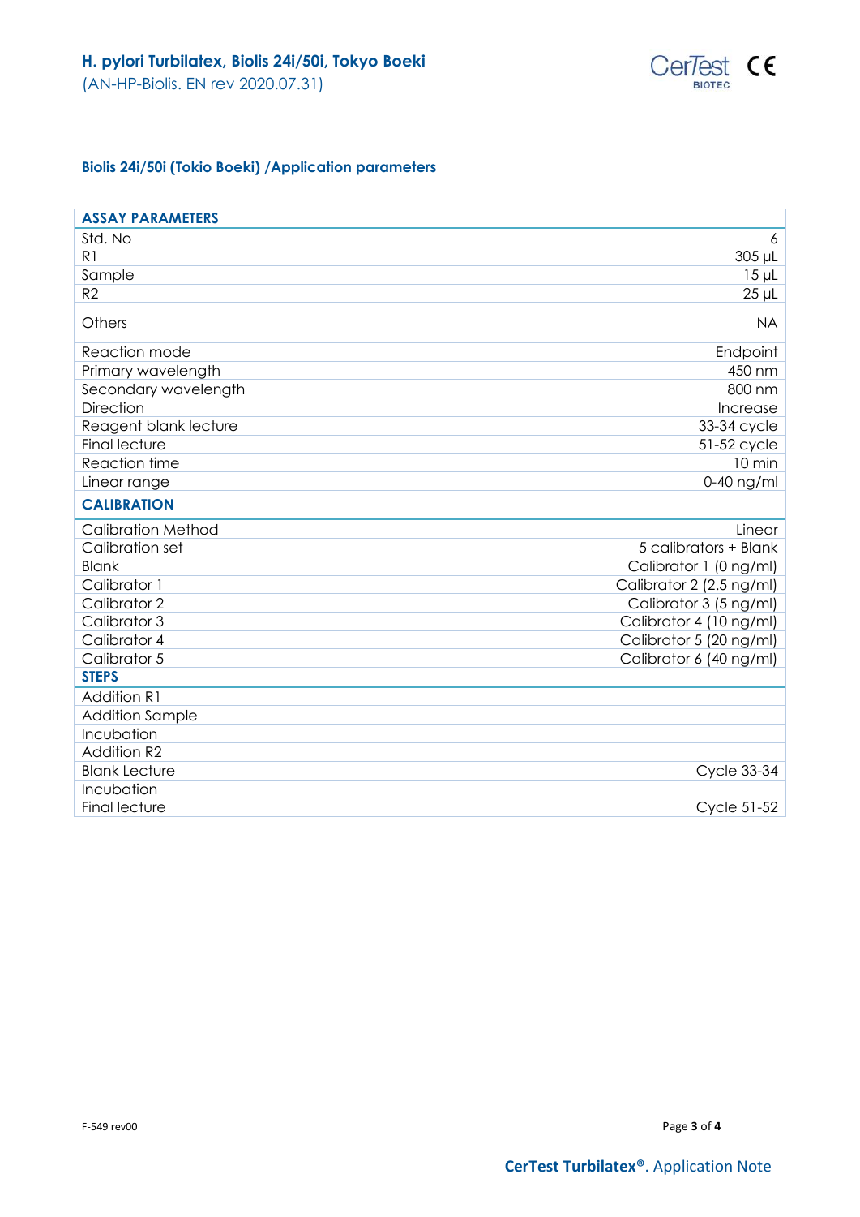### Biolis 24i/50i (Tokio Boeki) /Application parameters

| ASSAY PARAMETERS | |
|---|---|
| Std. No | 6 |
| R1 | 305 µL |
| Sample | 15 µL |
| R2 | 25 µL |
| Others | NA |
| Reaction mode | Endpoint |
| Primary wavelength | 450 nm |
| Secondary wavelength | 800 nm |
| Direction | Increase |
| Reagent blank lecture | 33-34 cycle |
| Final lecture | 51-52 cycle |
| Reaction time | 10 min |
| Linear range | 0-40 ng/ml |
| **CALIBRATION** | |
| Calibration Method | Linear |
| Calibration set | 5 calibrators + Blank |
| Blank | Calibrator 1 (0 ng/ml) |
| Calibrator 1 | Calibrator 2 (2.5 ng/ml) |
| Calibrator 2 | Calibrator 3 (5 ng/ml) |
| Calibrator 3 | Calibrator 4 (10 ng/ml) |
| Calibrator 4 | Calibrator 5 (20 ng/ml) |
| Calibrator 5 | Calibrator 6 (40 ng/ml) |
| **STEPS** | |
| Addition R1 | |
| Addition Sample | |
| Incubation | |
| Addition R2 | |
| Blank Lecture | Cycle 33-34 |
| Incubation | |
| Final lecture | Cycle 51-52 |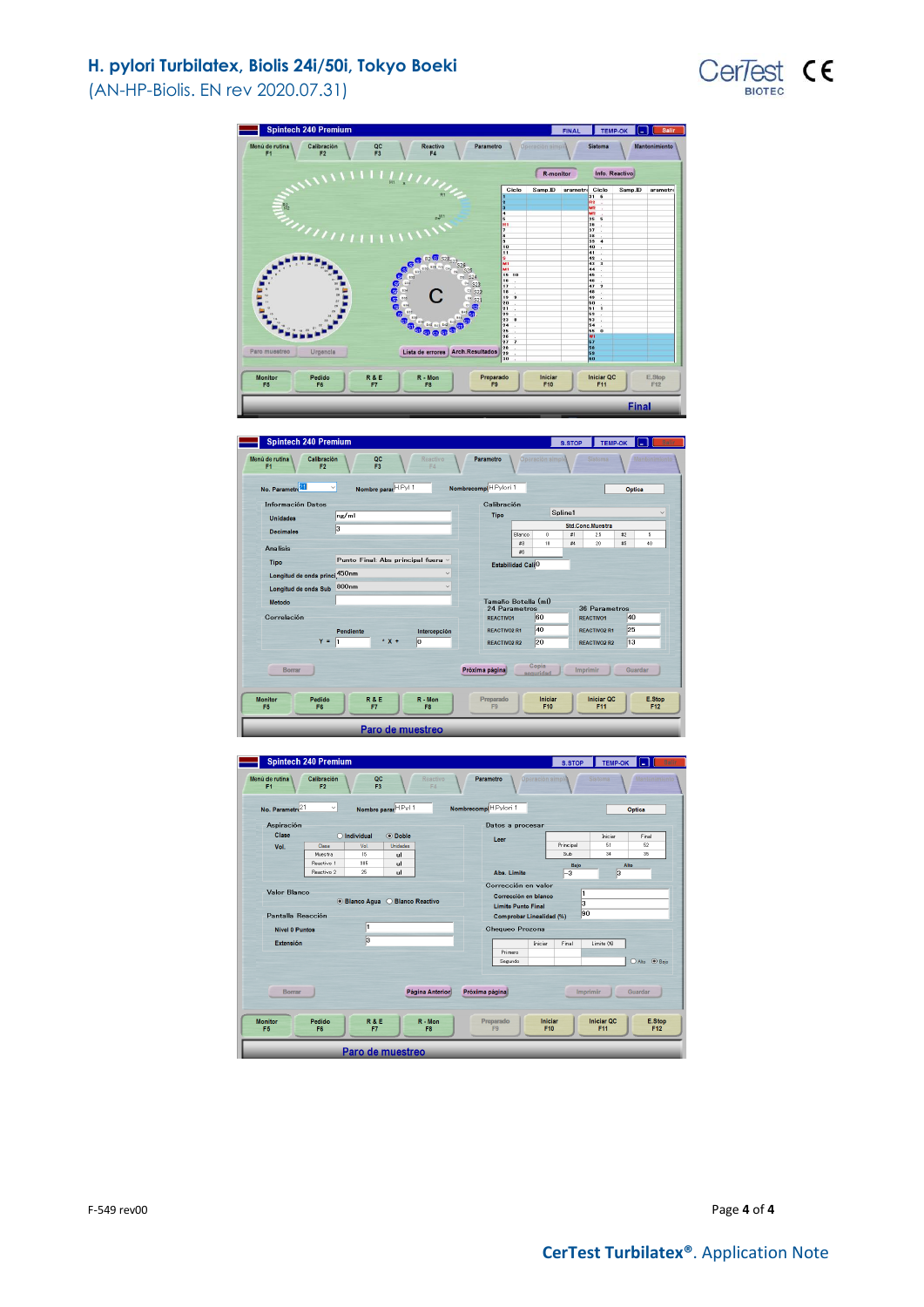No. Parametro: 21 | Nombre param: HPyl 1 | Nombrecompl: H.Pylori 1

**Información Datos**

- Unidades: mg/ml
- Decimales: 3

**Analisis**

- Tipo: Punto Final: Abs principal fuera
- Longitud de onda princ: 450nm
- Longitud de onda Sub: 800nm
- Metodo:

**Correlación**

Y = 1 * X + 0 (Pendiente: 1, Intercepción: 0)

**Calibración**

- Tipo: Spline1

| Std.Conc.Muestra | | | | | |
|---|---|---|---|---|---|
| Blanco | 0 | #1 | 2.5 | #2 | 5 |
| #3 | 10 | #4 | 20 | #5 | 40 |
| #6 | | | | | |

- Estabilidad Cali: 0

**Tamaño Botella (ml)**

| 24 Parametros | | 36 Parametros | |
|---|---|---|---|
| REACTIVO1 | 60 | REACTIVO1 | 40 |
| REACTIVO2 R1 | 40 | REACTIVO2 R1 | 25 |
| REACTIVO2 R2 | 20 | REACTIVO2 R2 | 13 |

---

No. Parametro: 21 | Nombre param: HPyl 1 | Nombrecompl: H.Pylori 1

**Aspiración**

- Clase: Individual / Doble (selected: Doble)

| Clase | Vol. | Unidades |
|---|---|---|
| Muestra | 15 | ul |
| Reactivo 1 | 135 | ul |
| Reactivo 2 | 25 | ul |

**Valor Blanco**

- Blanco Agua (selected) / Blanco Reactivo

**Pantalla Reacción**

- Nivel 0 Puntos: 1
- Extensión: 3

**Datos a procesar**

| Leer | Iniciar | Final |
|---|---|---|
| Principal | 51 | 52 |
| Sub | 34 | 35 |

- Abs. Limite: Bajo -3, Alto 3

**Corrección en valor**

- Corrección en blanco: 1
- Limite Punto Final: 3
- Comprobar Linealidad (%): 90

**Chequeo Prozona**

| | Iniciar | Final | Limite (%) |
|---|---|---|---|
| Primero | | | |
| Segundo | | | |

Alto / Bajo (selected: Bajo)